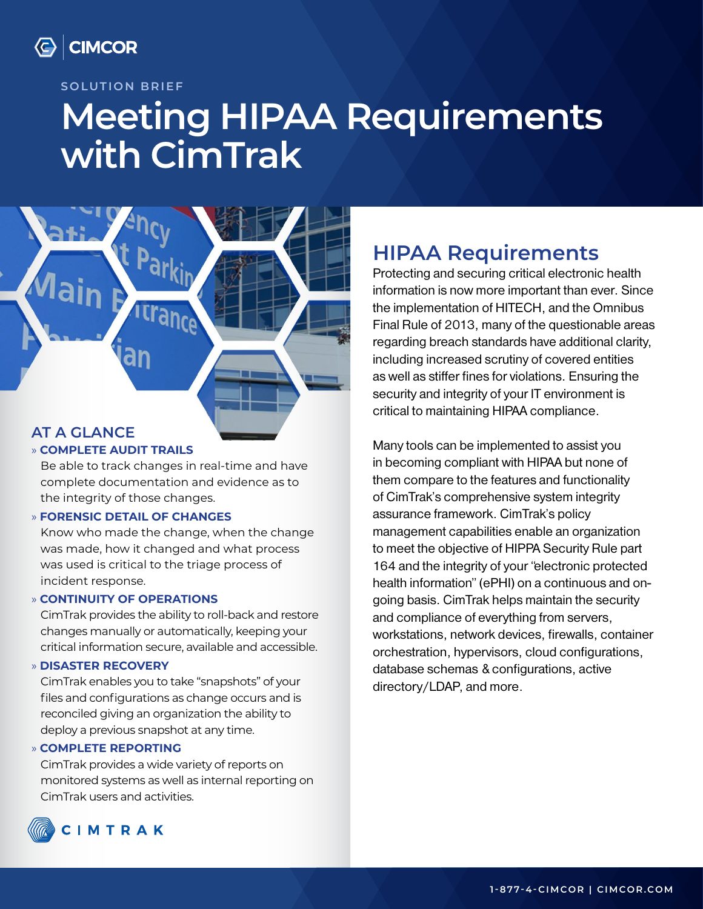CIMCOR

SOLUTION BRIEF

# Meeting HIPAA Requirements with CimTrak

## HIPAA Requirements

Protecting and securing critical electronic health information is now more important than ever. Since the implementation of HITECH, and the Omnibus Final Rule of 2013, many of the questionable areas regarding breach standards have additional clarity, including increased scrutiny of covered entities as well as stiffer fines for violations. Ensuring the security and integrity of your IT environment is critical to maintaining HIPAA compliance.

Many tools can be implemented to assist you in becoming compliant with HIPAA but none of them compare to the features and functionality of CimTrak's comprehensive system integrity assurance framework. CimTrak's policy management capabilities enable an organization to meet the objective of HIPPA Security Rule part 164 and the integrity of your "electronic protected health information" (ePHI) on a continuous and on-going basis. CimTrak helps maintain the security and compliance of everything from servers, workstations, network devices, firewalls, container orchestration, hypervisors, cloud configurations, database schemas & configurations, active directory/LDAP, and more.

## AT A GLANCE

» **COMPLETE AUDIT TRAILS**

Be able to track changes in real-time and have complete documentation and evidence as to the integrity of those changes.

» **FORENSIC DETAIL OF CHANGES**

Know who made the change, when the change was made, how it changed and what process was used is critical to the triage process of incident response.

» **CONTINUITY OF OPERATIONS**

CimTrak provides the ability to roll-back and restore changes manually or automatically, keeping your critical information secure, available and accessible.

» **DISASTER RECOVERY**

CimTrak enables you to take "snapshots" of your files and configurations as change occurs and is reconciled giving an organization the ability to deploy a previous snapshot at any time.

» **COMPLETE REPORTING**

CimTrak provides a wide variety of reports on monitored systems as well as internal reporting on CimTrak users and activities.

CIMTRAK

1-877-4-CIMCOR | CIMCOR.COM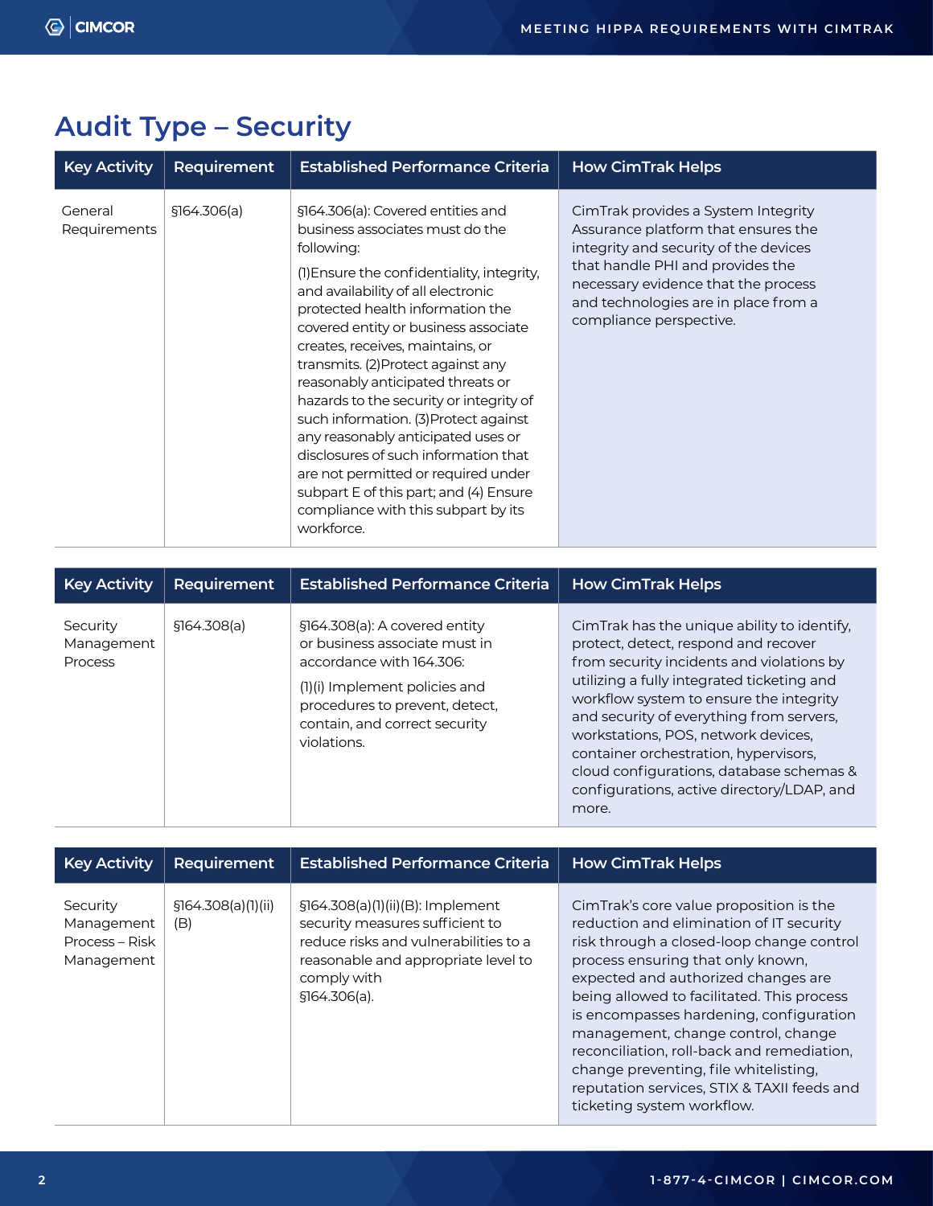## Audit Type – Security

| Key Activity | Requirement | Established Performance Criteria | How CimTrak Helps |
| --- | --- | --- | --- |
| General Requirements | §164.306(a) | §164.306(a): Covered entities and business associates must do the following: (1)Ensure the confidentiality, integrity, and availability of all electronic protected health information the covered entity or business associate creates, receives, maintains, or transmits. (2)Protect against any reasonably anticipated threats or hazards to the security or integrity of such information. (3)Protect against any reasonably anticipated uses or disclosures of such information that are not permitted or required under subpart E of this part; and (4) Ensure compliance with this subpart by its workforce. | CimTrak provides a System Integrity Assurance platform that ensures the integrity and security of the devices that handle PHI and provides the necessary evidence that the process and technologies are in place from a compliance perspective. |

| Key Activity | Requirement | Established Performance Criteria | How CimTrak Helps |
| --- | --- | --- | --- |
| Security Management Process | §164.308(a) | §164.308(a): A covered entity or business associate must in accordance with 164.306: (1)(i) Implement policies and procedures to prevent, detect, contain, and correct security violations. | CimTrak has the unique ability to identify, protect, detect, respond and recover from security incidents and violations by utilizing a fully integrated ticketing and workflow system to ensure the integrity and security of everything from servers, workstations, POS, network devices, container orchestration, hypervisors, cloud configurations, database schemas & configurations, active directory/LDAP, and more. |

| Key Activity | Requirement | Established Performance Criteria | How CimTrak Helps |
| --- | --- | --- | --- |
| Security Management Process – Risk Management | §164.308(a)(1)(ii)(B) | §164.308(a)(1)(ii)(B): Implement security measures sufficient to reduce risks and vulnerabilities to a reasonable and appropriate level to comply with §164.306(a). | CimTrak's core value proposition is the reduction and elimination of IT security risk through a closed-loop change control process ensuring that only known, expected and authorized changes are being allowed to facilitated. This process is encompasses hardening, configuration management, change control, change reconciliation, roll-back and remediation, change preventing, file whitelisting, reputation services, STIX & TAXII feeds and ticketing system workflow. |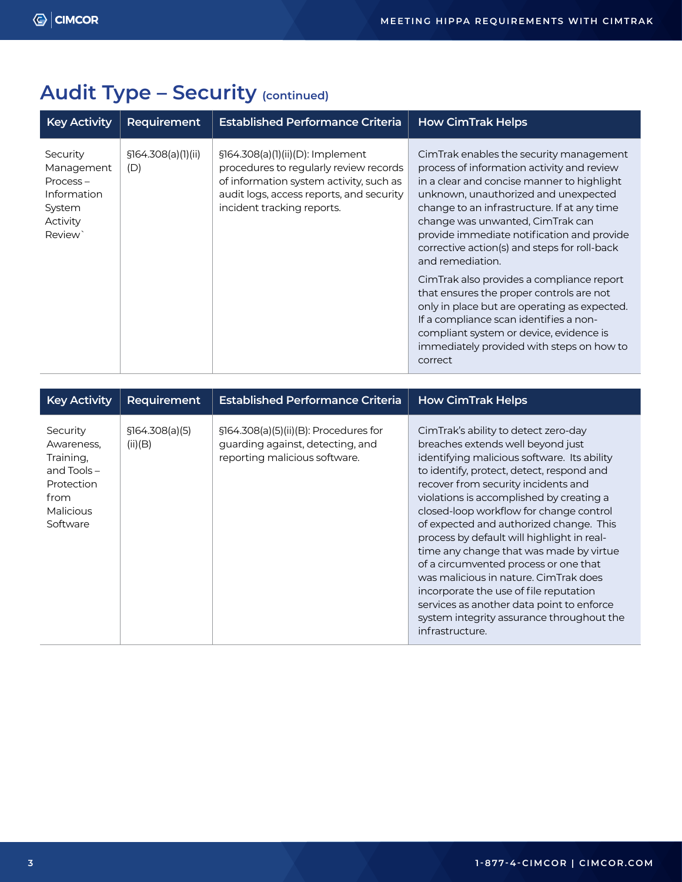## Audit Type – Security (continued)

| Key Activity | Requirement | Established Performance Criteria | How CimTrak Helps |
|---|---|---|---|
| Security Management Process – Information System Activity Review` | §164.308(a)(1)(ii)(D) | §164.308(a)(1)(ii)(D): Implement procedures to regularly review records of information system activity, such as audit logs, access reports, and security incident tracking reports. | CimTrak enables the security management process of information activity and review in a clear and concise manner to highlight unknown, unauthorized and unexpected change to an infrastructure. If at any time change was unwanted, CimTrak can provide immediate notification and provide corrective action(s) and steps for roll-back and remediation.<br><br>CimTrak also provides a compliance report that ensures the proper controls are not only in place but are operating as expected. If a compliance scan identifies a non-compliant system or device, evidence is immediately provided with steps on how to correct |

| Key Activity | Requirement | Established Performance Criteria | How CimTrak Helps |
|---|---|---|---|
| Security Awareness, Training, and Tools – Protection from Malicious Software | §164.308(a)(5)(ii)(B) | §164.308(a)(5)(ii)(B): Procedures for guarding against, detecting, and reporting malicious software. | CimTrak's ability to detect zero-day breaches extends well beyond just identifying malicious software. Its ability to identify, protect, detect, respond and recover from security incidents and violations is accomplished by creating a closed-loop workflow for change control of expected and authorized change. This process by default will highlight in real-time any change that was made by virtue of a circumvented process or one that was malicious in nature. CimTrak does incorporate the use of file reputation services as another data point to enforce system integrity assurance throughout the infrastructure. |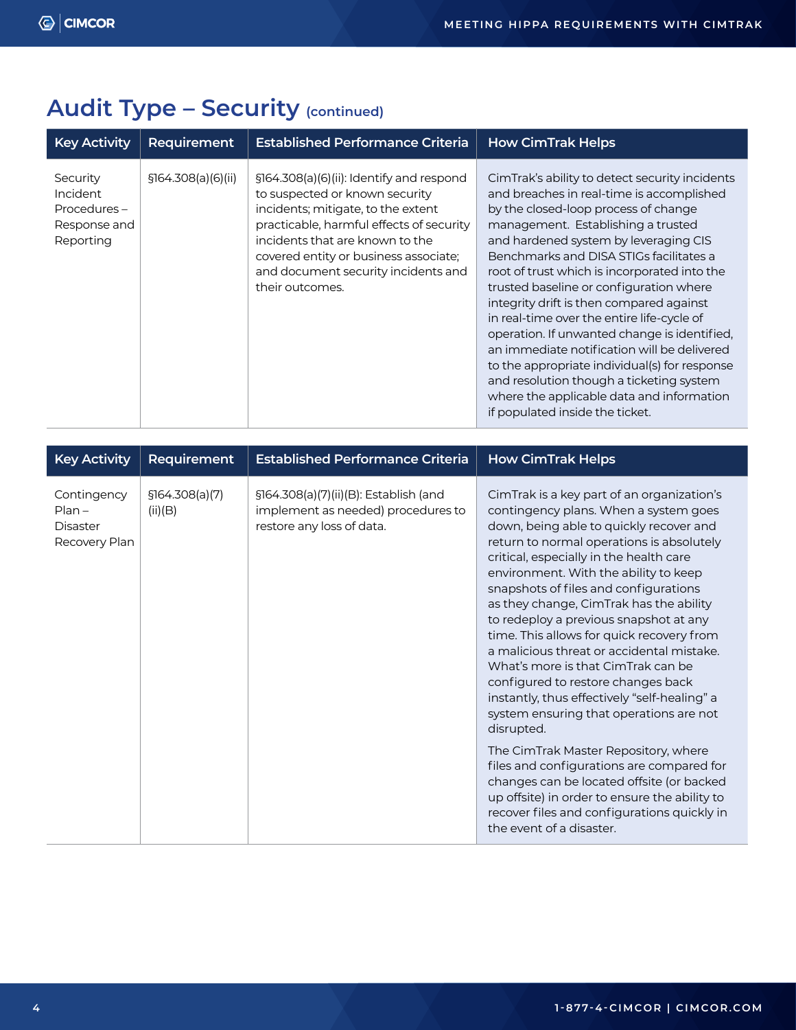## Audit Type – Security (continued)

| Key Activity | Requirement | Established Performance Criteria | How CimTrak Helps |
|---|---|---|---|
| Security Incident Procedures – Response and Reporting | §164.308(a)(6)(ii) | §164.308(a)(6)(ii): Identify and respond to suspected or known security incidents; mitigate, to the extent practicable, harmful effects of security incidents that are known to the covered entity or business associate; and document security incidents and their outcomes. | CimTrak's ability to detect security incidents and breaches in real-time is accomplished by the closed-loop process of change management. Establishing a trusted and hardened system by leveraging CIS Benchmarks and DISA STIGs facilitates a root of trust which is incorporated into the trusted baseline or configuration where integrity drift is then compared against in real-time over the entire life-cycle of operation. If unwanted change is identified, an immediate notification will be delivered to the appropriate individual(s) for response and resolution though a ticketing system where the applicable data and information if populated inside the ticket. |

| Key Activity | Requirement | Established Performance Criteria | How CimTrak Helps |
|---|---|---|---|
| Contingency Plan – Disaster Recovery Plan | §164.308(a)(7)(ii)(B) | §164.308(a)(7)(ii)(B): Establish (and implement as needed) procedures to restore any loss of data. | CimTrak is a key part of an organization's contingency plans. When a system goes down, being able to quickly recover and return to normal operations is absolutely critical, especially in the health care environment. With the ability to keep snapshots of files and configurations as they change, CimTrak has the ability to redeploy a previous snapshot at any time. This allows for quick recovery from a malicious threat or accidental mistake. What's more is that CimTrak can be configured to restore changes back instantly, thus effectively "self-healing" a system ensuring that operations are not disrupted.<br><br>The CimTrak Master Repository, where files and configurations are compared for changes can be located offsite (or backed up offsite) in order to ensure the ability to recover files and configurations quickly in the event of a disaster. |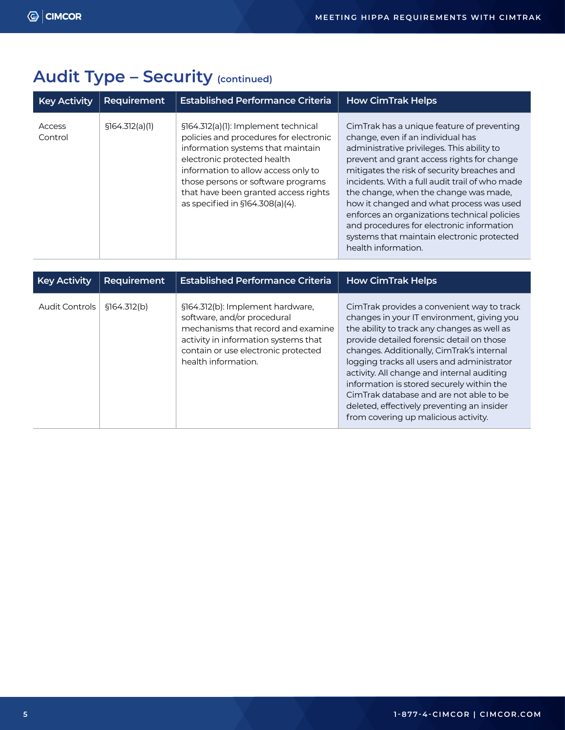## Audit Type – Security (continued)

| Key Activity | Requirement | Established Performance Criteria | How CimTrak Helps |
|---|---|---|---|
| Access Control | §164.312(a)(1) | §164.312(a)(1): Implement technical policies and procedures for electronic information systems that maintain electronic protected health information to allow access only to those persons or software programs that have been granted access rights as specified in §164.308(a)(4). | CimTrak has a unique feature of preventing change, even if an individual has administrative privileges. This ability to prevent and grant access rights for change mitigates the risk of security breaches and incidents. With a full audit trail of who made the change, when the change was made, how it changed and what process was used enforces an organizations technical policies and procedures for electronic information systems that maintain electronic protected health information. |

| Key Activity | Requirement | Established Performance Criteria | How CimTrak Helps |
|---|---|---|---|
| Audit Controls | §164.312(b) | §164.312(b): Implement hardware, software, and/or procedural mechanisms that record and examine activity in information systems that contain or use electronic protected health information. | CimTrak provides a convenient way to track changes in your IT environment, giving you the ability to track any changes as well as provide detailed forensic detail on those changes. Additionally, CimTrak's internal logging tracks all users and administrator activity. All change and internal auditing information is stored securely within the CimTrak database and are not able to be deleted, effectively preventing an insider from covering up malicious activity. |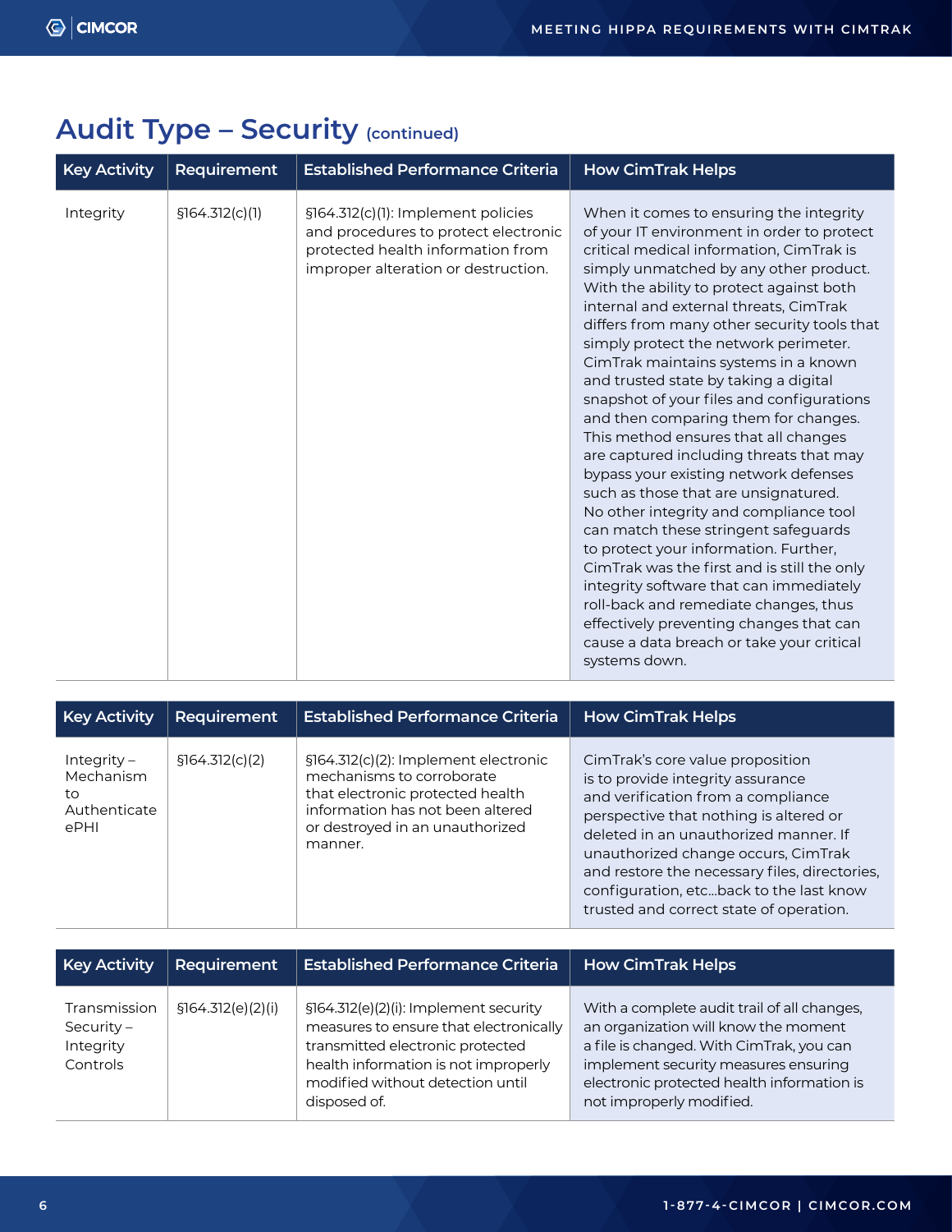## Audit Type – Security (continued)

| Key Activity | Requirement | Established Performance Criteria | How CimTrak Helps |
|---|---|---|---|
| Integrity | §164.312(c)(1) | §164.312(c)(1): Implement policies and procedures to protect electronic protected health information from improper alteration or destruction. | When it comes to ensuring the integrity of your IT environment in order to protect critical medical information, CimTrak is simply unmatched by any other product. With the ability to protect against both internal and external threats, CimTrak differs from many other security tools that simply protect the network perimeter. CimTrak maintains systems in a known and trusted state by taking a digital snapshot of your files and configurations and then comparing them for changes. This method ensures that all changes are captured including threats that may bypass your existing network defenses such as those that are unsignatured. No other integrity and compliance tool can match these stringent safeguards to protect your information. Further, CimTrak was the first and is still the only integrity software that can immediately roll-back and remediate changes, thus effectively preventing changes that can cause a data breach or take your critical systems down. |

| Key Activity | Requirement | Established Performance Criteria | How CimTrak Helps |
|---|---|---|---|
| Integrity – Mechanism to Authenticate ePHI | §164.312(c)(2) | §164.312(c)(2): Implement electronic mechanisms to corroborate that electronic protected health information has not been altered or destroyed in an unauthorized manner. | CimTrak's core value proposition is to provide integrity assurance and verification from a compliance perspective that nothing is altered or deleted in an unauthorized manner. If unauthorized change occurs, CimTrak and restore the necessary files, directories, configuration, etc...back to the last know trusted and correct state of operation. |

| Key Activity | Requirement | Established Performance Criteria | How CimTrak Helps |
|---|---|---|---|
| Transmission Security – Integrity Controls | §164.312(e)(2)(i) | §164.312(e)(2)(i): Implement security measures to ensure that electronically transmitted electronic protected health information is not improperly modified without detection until disposed of. | With a complete audit trail of all changes, an organization will know the moment a file is changed. With CimTrak, you can implement security measures ensuring electronic protected health information is not improperly modified. |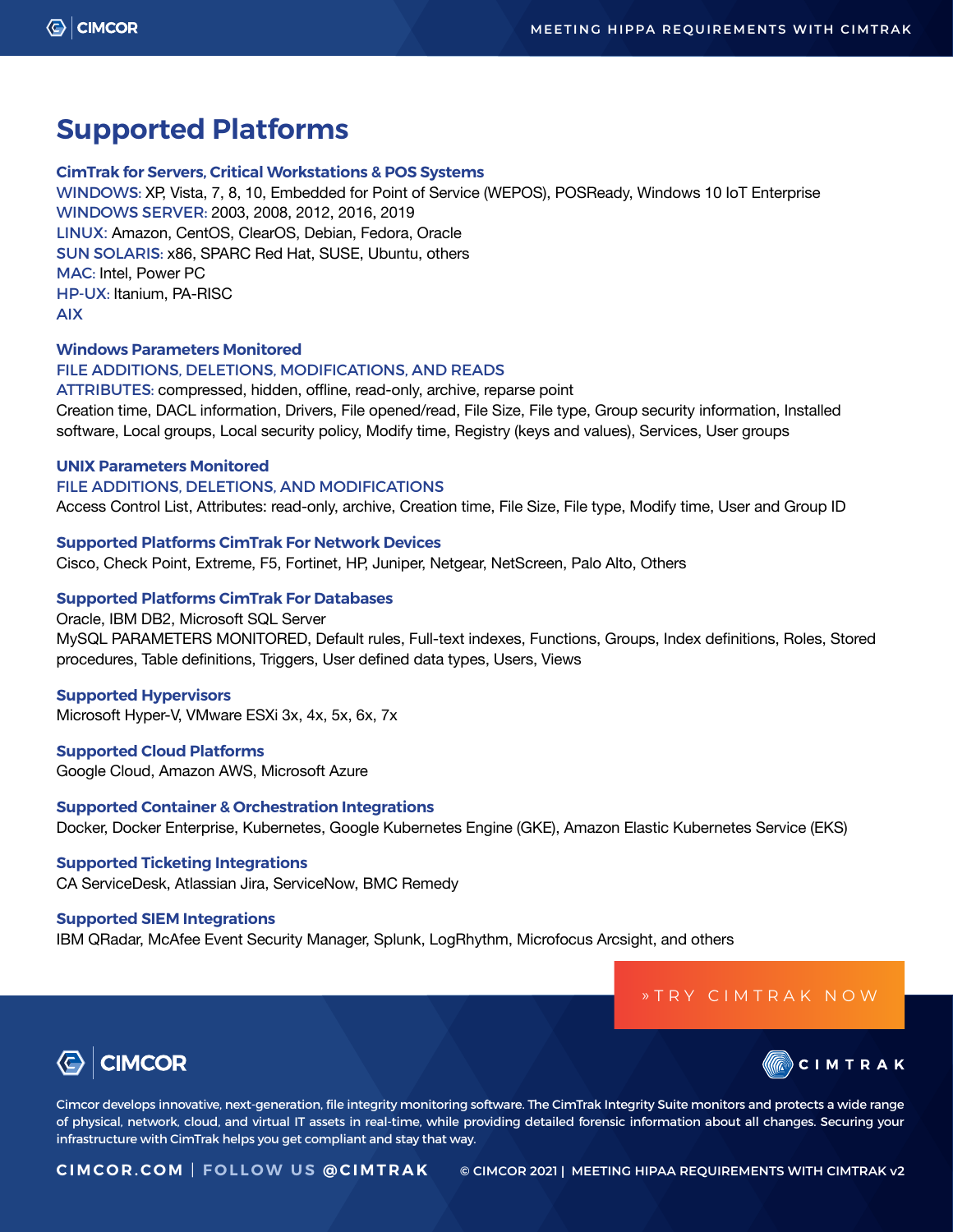# Supported Platforms

### CimTrak for Servers, Critical Workstations & POS Systems

WINDOWS: XP, Vista, 7, 8, 10, Embedded for Point of Service (WEPOS), POSReady, Windows 10 IoT Enterprise
WINDOWS SERVER: 2003, 2008, 2012, 2016, 2019
LINUX: Amazon, CentOS, ClearOS, Debian, Fedora, Oracle
SUN SOLARIS: x86, SPARC Red Hat, SUSE, Ubuntu, others
MAC: Intel, Power PC
HP-UX: Itanium, PA-RISC
AIX

### Windows Parameters Monitored

FILE ADDITIONS, DELETIONS, MODIFICATIONS, AND READS
ATTRIBUTES: compressed, hidden, offline, read-only, archive, reparse point
Creation time, DACL information, Drivers, File opened/read, File Size, File type, Group security information, Installed software, Local groups, Local security policy, Modify time, Registry (keys and values), Services, User groups

### UNIX Parameters Monitored

FILE ADDITIONS, DELETIONS, AND MODIFICATIONS
Access Control List, Attributes: read-only, archive, Creation time, File Size, File type, Modify time, User and Group ID

### Supported Platforms CimTrak For Network Devices

Cisco, Check Point, Extreme, F5, Fortinet, HP, Juniper, Netgear, NetScreen, Palo Alto, Others

### Supported Platforms CimTrak For Databases

Oracle, IBM DB2, Microsoft SQL Server
MySQL PARAMETERS MONITORED, Default rules, Full-text indexes, Functions, Groups, Index definitions, Roles, Stored procedures, Table definitions, Triggers, User defined data types, Users, Views

### Supported Hypervisors

Microsoft Hyper-V, VMware ESXi 3x, 4x, 5x, 6x, 7x

### Supported Cloud Platforms

Google Cloud, Amazon AWS, Microsoft Azure

### Supported Container & Orchestration Integrations

Docker, Docker Enterprise, Kubernetes, Google Kubernetes Engine (GKE), Amazon Elastic Kubernetes Service (EKS)

### Supported Ticketing Integrations

CA ServiceDesk, Atlassian Jira, ServiceNow, BMC Remedy

### Supported SIEM Integrations

IBM QRadar, McAfee Event Security Manager, Splunk, LogRhythm, Microfocus Arcsight, and others

» TRY CIMTRAK NOW

CIMCOR

CIMTRAK

Cimcor develops innovative, next-generation, file integrity monitoring software. The CimTrak Integrity Suite monitors and protects a wide range of physical, network, cloud, and virtual IT assets in real-time, while providing detailed forensic information about all changes. Securing your infrastructure with CimTrak helps you get compliant and stay that way.

CIMCOR.COM | FOLLOW US @CIMTRAK

© CIMCOR 2021 | MEETING HIPAA REQUIREMENTS WITH CIMTRAK v2